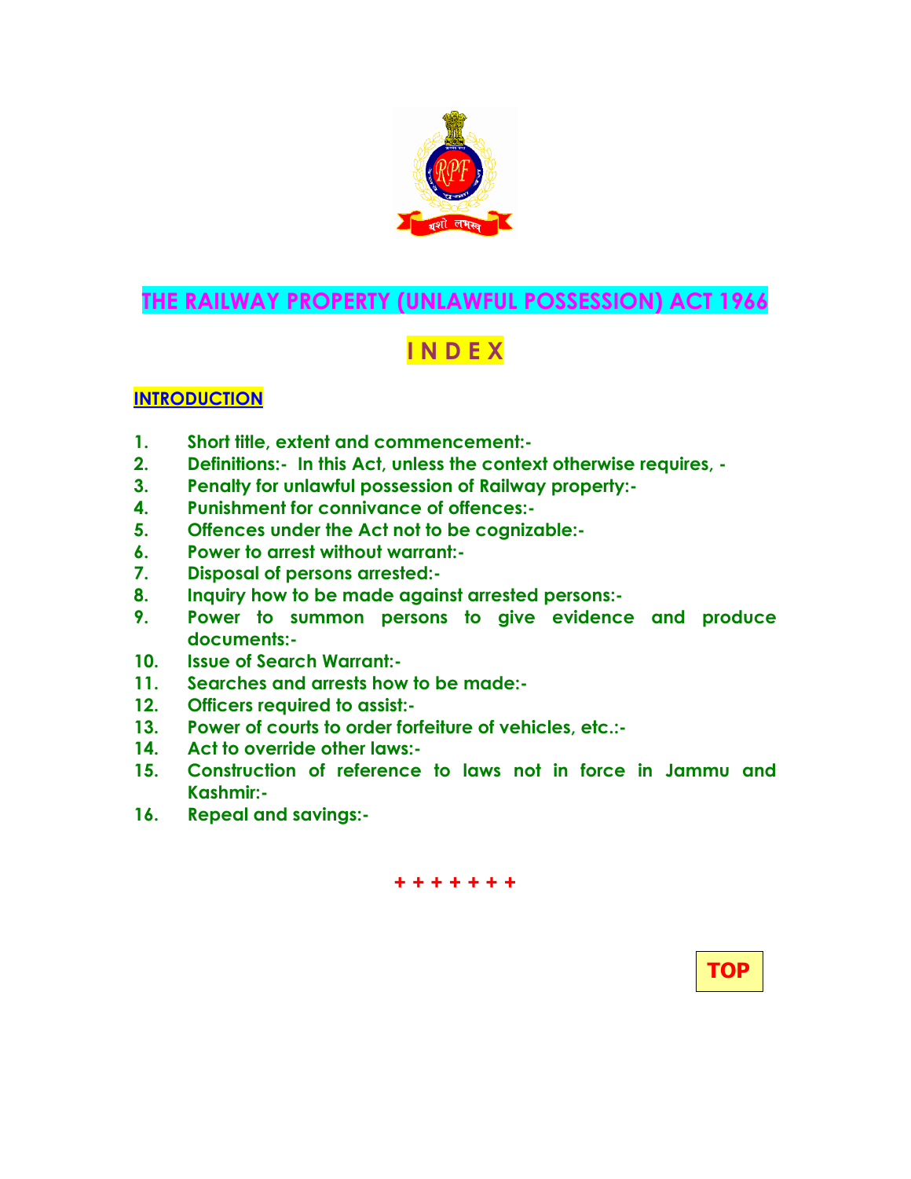# THE RAILWAY PROPERTY (UNLAWFUL POSSESSION) ACT 1966

## I N D E X

**INTRODUCTION**

1. **Short title, extent and commencement:-**
2. **Definitions:- In this Act, unless the context otherwise requires, -**
3. **Penalty for unlawful possession of Railway property:-**
4. **Punishment for connivance of offences:-**
5. **Offences under the Act not to be cognizable:-**
6. **Power to arrest without warrant:-**
7. **Disposal of persons arrested:-**
8. **Inquiry how to be made against arrested persons:-**
9. **Power to summon persons to give evidence and produce documents:-**
10. **Issue of Search Warrant:-**
11. **Searches and arrests how to be made:-**
12. **Officers required to assist:-**
13. **Power of courts to order forfeiture of vehicles, etc.:-**
14. **Act to override other laws:-**
15. **Construction of reference to laws not in force in Jammu and Kashmir:-**
16. **Repeal and savings:-**

+ + + + + + +

TOP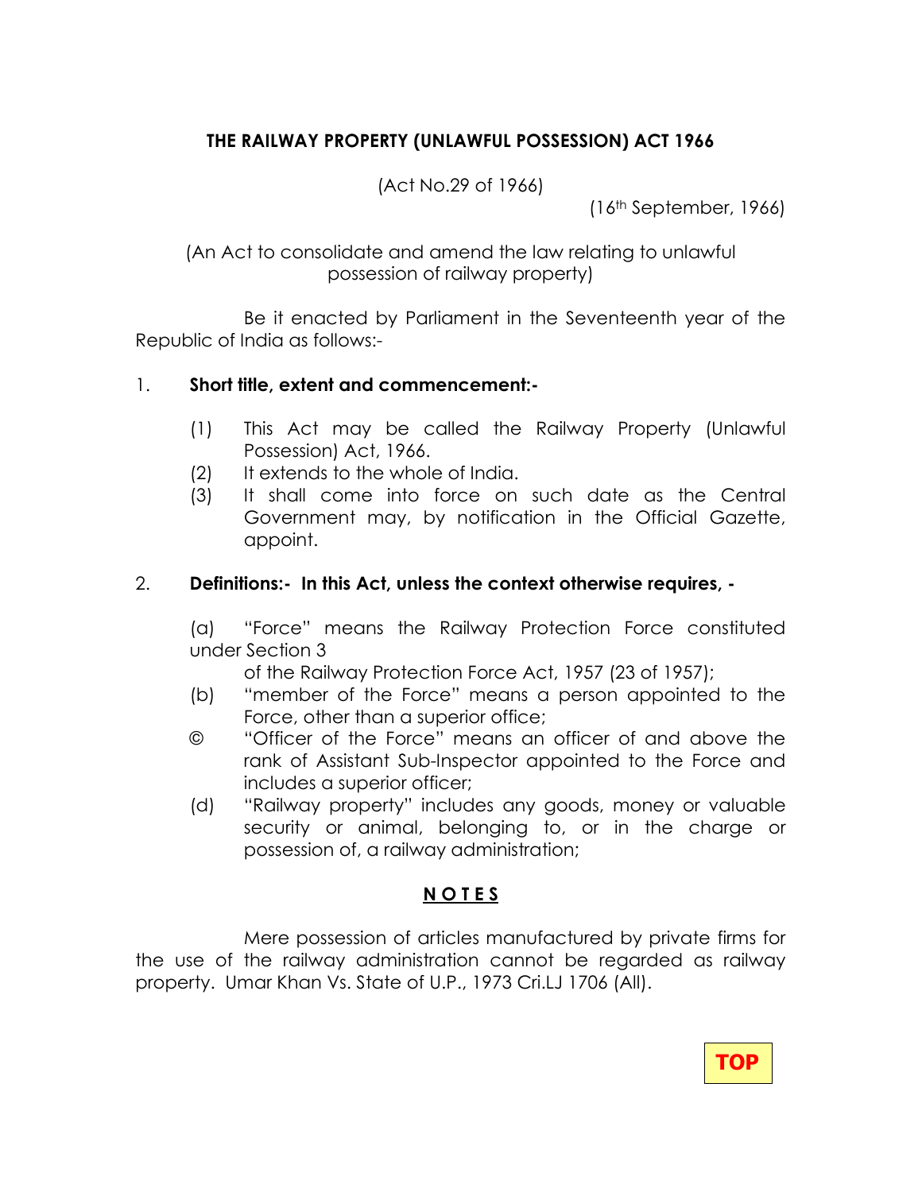## THE RAILWAY PROPERTY (UNLAWFUL POSSESSION) ACT 1966

(Act No.29 of 1966)

(16th September, 1966)

(An Act to consolidate and amend the law relating to unlawful possession of railway property)

Be it enacted by Parliament in the Seventeenth year of the Republic of India as follows:-

1. **Short title, extent and commencement:-**

   (1) This Act may be called the Railway Property (Unlawful Possession) Act, 1966.
   (2) It extends to the whole of India.
   (3) It shall come into force on such date as the Central Government may, by notification in the Official Gazette, appoint.

2. **Definitions:- In this Act, unless the context otherwise requires, -**

   (a) "Force" means the Railway Protection Force constituted under Section 3 of the Railway Protection Force Act, 1957 (23 of 1957);
   (b) "member of the Force" means a person appointed to the Force, other than a superior office;
   © "Officer of the Force" means an officer of and above the rank of Assistant Sub-Inspector appointed to the Force and includes a superior officer;
   (d) "Railway property" includes any goods, money or valuable security or animal, belonging to, or in the charge or possession of, a railway administration;

### N O T E S

Mere possession of articles manufactured by private firms for the use of the railway administration cannot be regarded as railway property. Umar Khan Vs. State of U.P., 1973 Cri.LJ 1706 (All).

TOP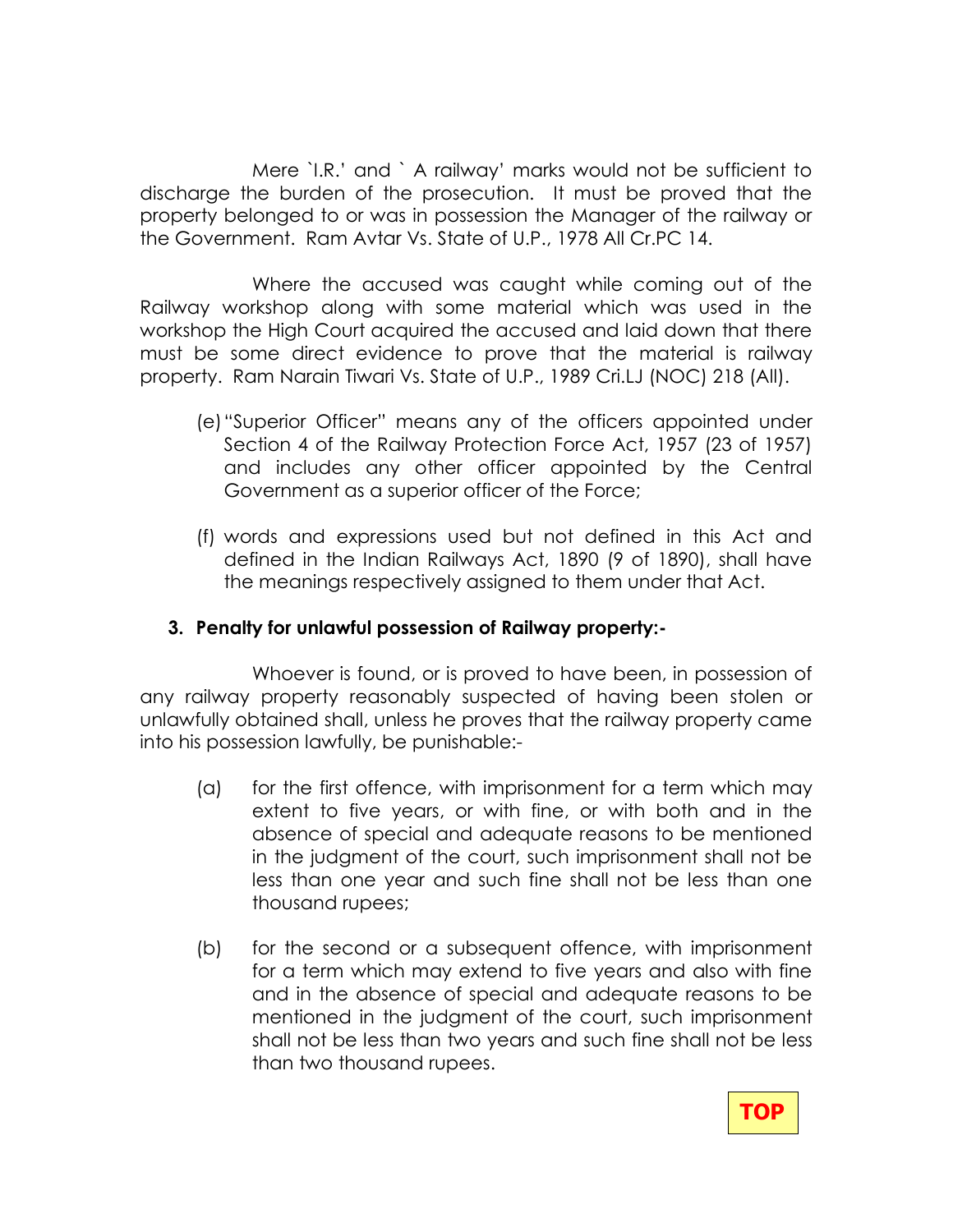Mere `I.R.' and ` A railway' marks would not be sufficient to discharge the burden of the prosecution. It must be proved that the property belonged to or was in possession the Manager of the railway or the Government. Ram Avtar Vs. State of U.P., 1978 All Cr.PC 14.

Where the accused was caught while coming out of the Railway workshop along with some material which was used in the workshop the High Court acquired the accused and laid down that there must be some direct evidence to prove that the material is railway property. Ram Narain Tiwari Vs. State of U.P., 1989 Cri.LJ (NOC) 218 (All).

(e) "Superior Officer" means any of the officers appointed under Section 4 of the Railway Protection Force Act, 1957 (23 of 1957) and includes any other officer appointed by the Central Government as a superior officer of the Force;

(f) words and expressions used but not defined in this Act and defined in the Indian Railways Act, 1890 (9 of 1890), shall have the meanings respectively assigned to them under that Act.

**3. Penalty for unlawful possession of Railway property:-**

Whoever is found, or is proved to have been, in possession of any railway property reasonably suspected of having been stolen or unlawfully obtained shall, unless he proves that the railway property came into his possession lawfully, be punishable:-

(a) for the first offence, with imprisonment for a term which may extent to five years, or with fine, or with both and in the absence of special and adequate reasons to be mentioned in the judgment of the court, such imprisonment shall not be less than one year and such fine shall not be less than one thousand rupees;

(b) for the second or a subsequent offence, with imprisonment for a term which may extend to five years and also with fine and in the absence of special and adequate reasons to be mentioned in the judgment of the court, such imprisonment shall not be less than two years and such fine shall not be less than two thousand rupees.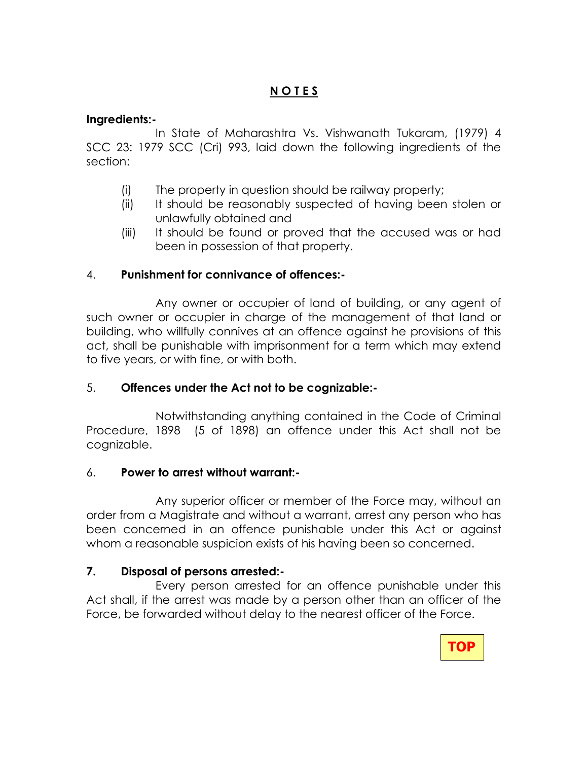## N O T E S

**Ingredients:-**

In State of Maharashtra Vs. Vishwanath Tukaram, (1979) 4 SCC 23: 1979 SCC (Cri) 993, laid down the following ingredients of the section:

- (i) The property in question should be railway property;
- (ii) It should be reasonably suspected of having been stolen or unlawfully obtained and
- (iii) It should be found or proved that the accused was or had been in possession of that property.

4. **Punishment for connivance of offences:-**

Any owner or occupier of land of building, or any agent of such owner or occupier in charge of the management of that land or building, who willfully connives at an offence against he provisions of this act, shall be punishable with imprisonment for a term which may extend to five years, or with fine, or with both.

5. **Offences under the Act not to be cognizable:-**

Notwithstanding anything contained in the Code of Criminal Procedure, 1898 (5 of 1898) an offence under this Act shall not be cognizable.

6. **Power to arrest without warrant:-**

Any superior officer or member of the Force may, without an order from a Magistrate and without a warrant, arrest any person who has been concerned in an offence punishable under this Act or against whom a reasonable suspicion exists of his having been so concerned.

**7. Disposal of persons arrested:-**

Every person arrested for an offence punishable under this Act shall, if the arrest was made by a person other than an officer of the Force, be forwarded without delay to the nearest officer of the Force.

TOP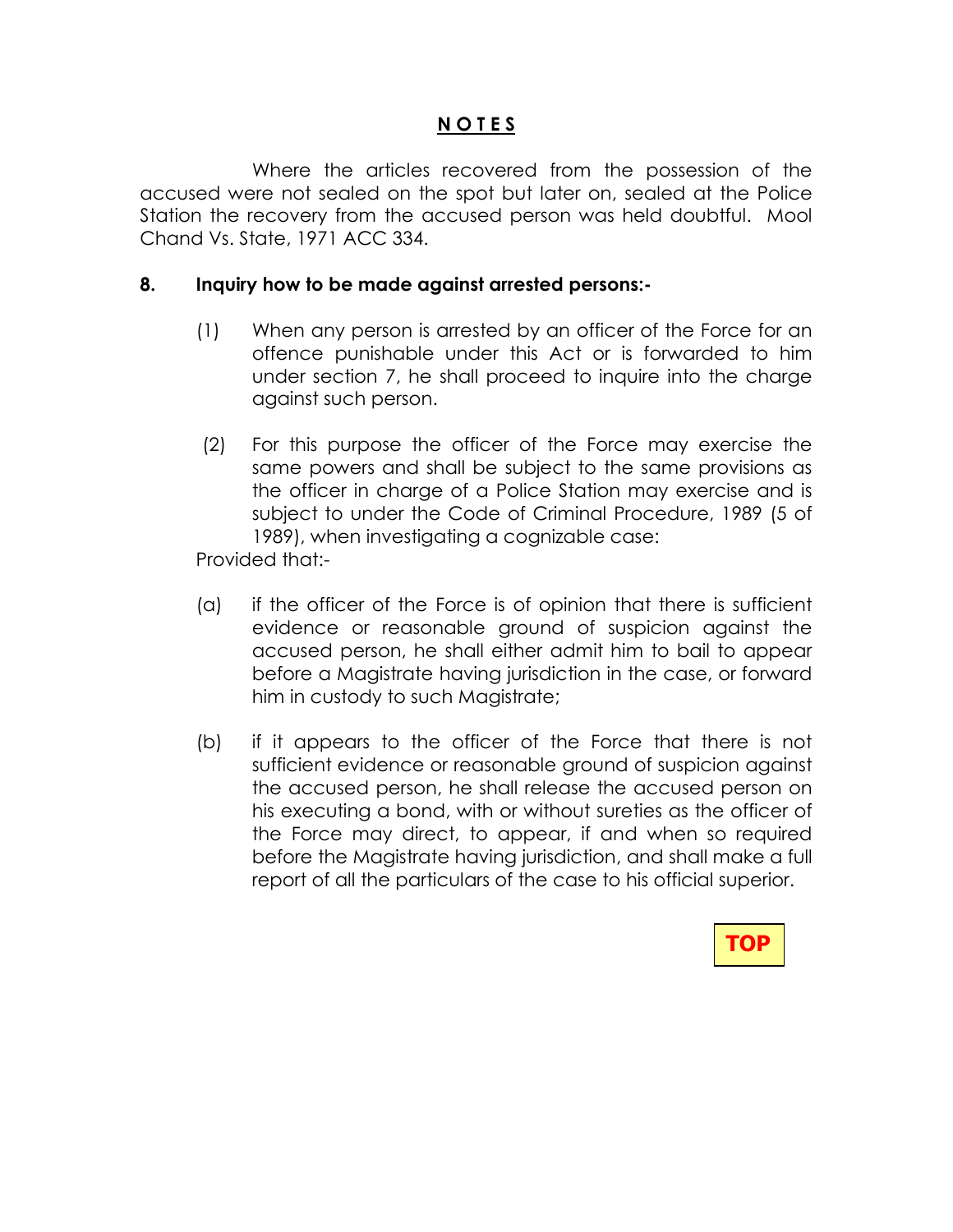## N O T E S

Where the articles recovered from the possession of the accused were not sealed on the spot but later on, sealed at the Police Station the recovery from the accused person was held doubtful. Mool Chand Vs. State, 1971 ACC 334.

**8. Inquiry how to be made against arrested persons:-**

(1) When any person is arrested by an officer of the Force for an offence punishable under this Act or is forwarded to him under section 7, he shall proceed to inquire into the charge against such person.

(2) For this purpose the officer of the Force may exercise the same powers and shall be subject to the same provisions as the officer in charge of a Police Station may exercise and is subject to under the Code of Criminal Procedure, 1989 (5 of 1989), when investigating a cognizable case:

Provided that:-

(a) if the officer of the Force is of opinion that there is sufficient evidence or reasonable ground of suspicion against the accused person, he shall either admit him to bail to appear before a Magistrate having jurisdiction in the case, or forward him in custody to such Magistrate;

(b) if it appears to the officer of the Force that there is not sufficient evidence or reasonable ground of suspicion against the accused person, he shall release the accused person on his executing a bond, with or without sureties as the officer of the Force may direct, to appear, if and when so required before the Magistrate having jurisdiction, and shall make a full report of all the particulars of the case to his official superior.

TOP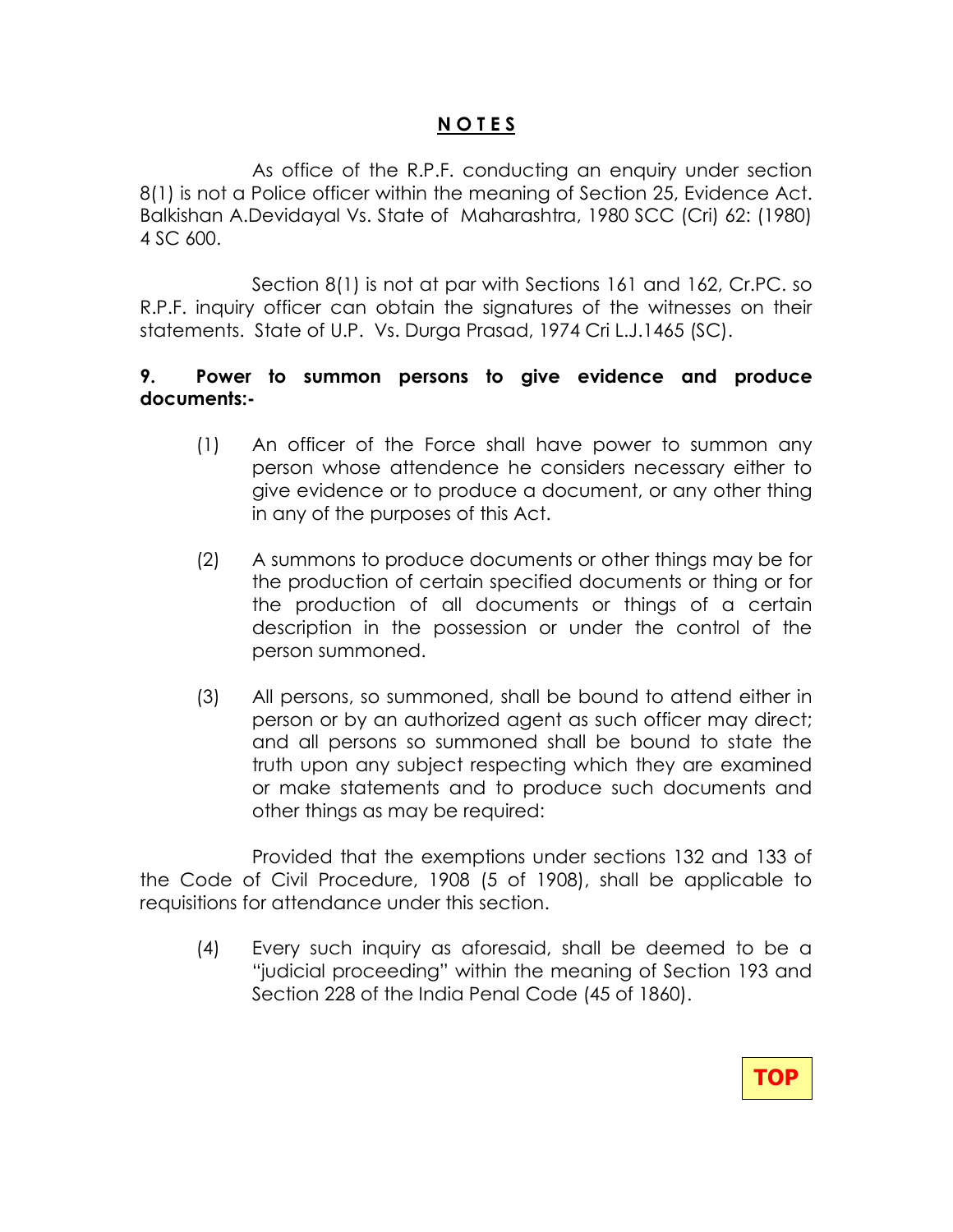## N O T E S

As office of the R.P.F. conducting an enquiry under section 8(1) is not a Police officer within the meaning of Section 25, Evidence Act. Balkishan A.Devidayal Vs. State of Maharashtra, 1980 SCC (Cri) 62: (1980) 4 SC 600.

Section 8(1) is not at par with Sections 161 and 162, Cr.PC. so R.P.F. inquiry officer can obtain the signatures of the witnesses on their statements. State of U.P. Vs. Durga Prasad, 1974 Cri L.J.1465 (SC).

**9. Power to summon persons to give evidence and produce documents:-**

(1) An officer of the Force shall have power to summon any person whose attendence he considers necessary either to give evidence or to produce a document, or any other thing in any of the purposes of this Act.

(2) A summons to produce documents or other things may be for the production of certain specified documents or thing or for the production of all documents or things of a certain description in the possession or under the control of the person summoned.

(3) All persons, so summoned, shall be bound to attend either in person or by an authorized agent as such officer may direct; and all persons so summoned shall be bound to state the truth upon any subject respecting which they are examined or make statements and to produce such documents and other things as may be required:

Provided that the exemptions under sections 132 and 133 of the Code of Civil Procedure, 1908 (5 of 1908), shall be applicable to requisitions for attendance under this section.

(4) Every such inquiry as aforesaid, shall be deemed to be a "judicial proceeding" within the meaning of Section 193 and Section 228 of the India Penal Code (45 of 1860).

TOP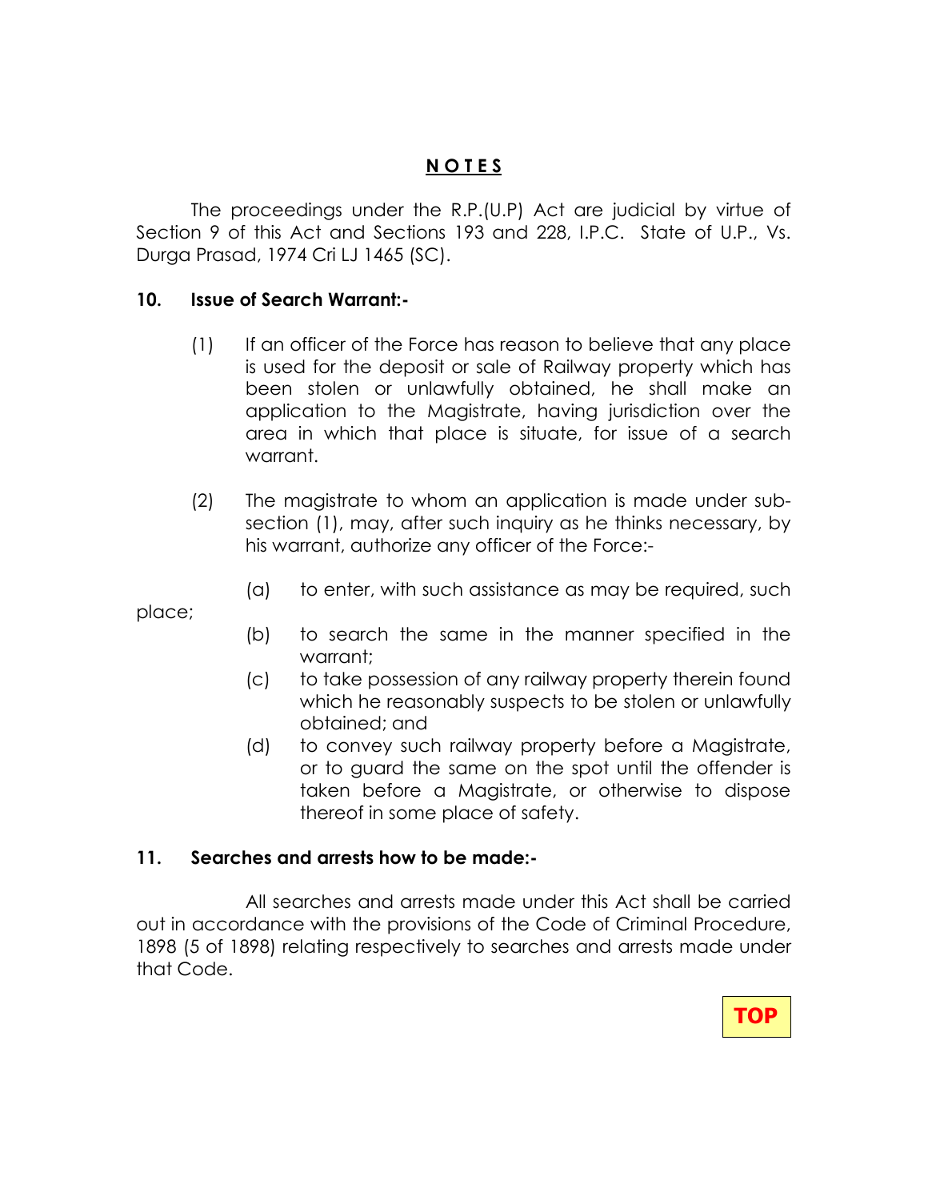## NOTES

The proceedings under the R.P.(U.P) Act are judicial by virtue of Section 9 of this Act and Sections 193 and 228, I.P.C. State of U.P., Vs. Durga Prasad, 1974 Cri LJ 1465 (SC).

### 10. Issue of Search Warrant:-

(1) If an officer of the Force has reason to believe that any place is used for the deposit or sale of Railway property which has been stolen or unlawfully obtained, he shall make an application to the Magistrate, having jurisdiction over the area in which that place is situate, for issue of a search warrant.

(2) The magistrate to whom an application is made under sub-section (1), may, after such inquiry as he thinks necessary, by his warrant, authorize any officer of the Force:-

(a) to enter, with such assistance as may be required, such place;

(b) to search the same in the manner specified in the warrant;

(c) to take possession of any railway property therein found which he reasonably suspects to be stolen or unlawfully obtained; and

(d) to convey such railway property before a Magistrate, or to guard the same on the spot until the offender is taken before a Magistrate, or otherwise to dispose thereof in some place of safety.

### 11. Searches and arrests how to be made:-

All searches and arrests made under this Act shall be carried out in accordance with the provisions of the Code of Criminal Procedure, 1898 (5 of 1898) relating respectively to searches and arrests made under that Code.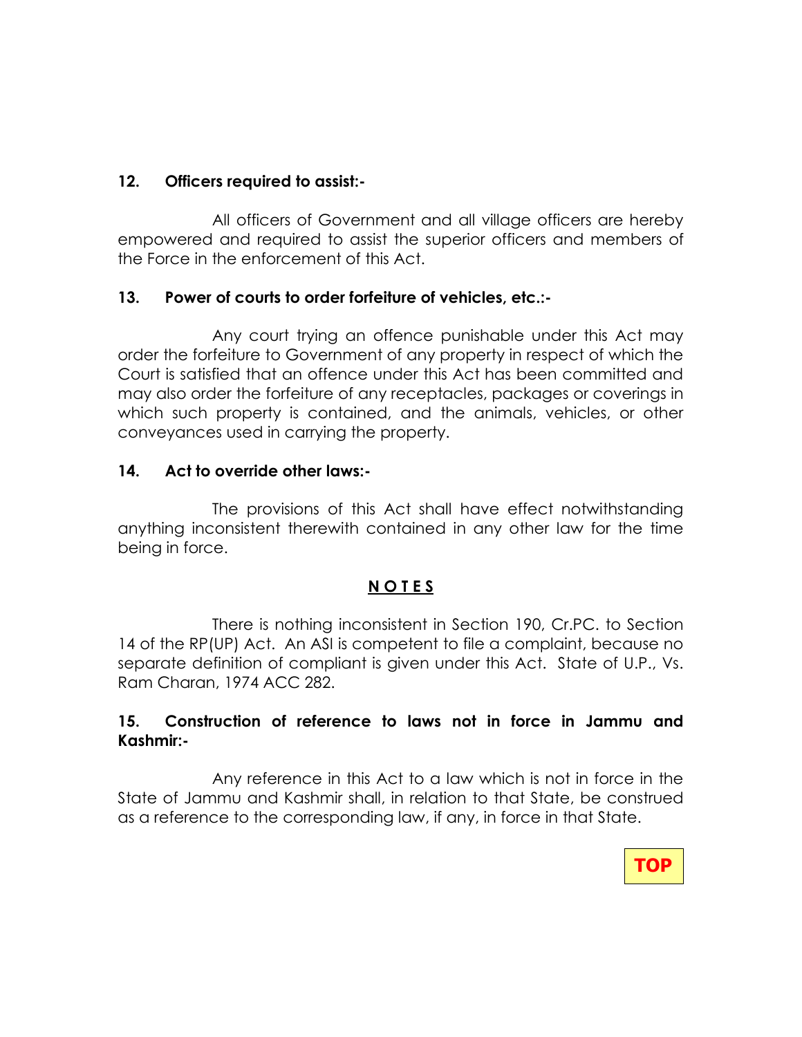**12. Officers required to assist:-**

All officers of Government and all village officers are hereby empowered and required to assist the superior officers and members of the Force in the enforcement of this Act.

**13. Power of courts to order forfeiture of vehicles, etc.:-**

Any court trying an offence punishable under this Act may order the forfeiture to Government of any property in respect of which the Court is satisfied that an offence under this Act has been committed and may also order the forfeiture of any receptacles, packages or coverings in which such property is contained, and the animals, vehicles, or other conveyances used in carrying the property.

**14. Act to override other laws:-**

The provisions of this Act shall have effect notwithstanding anything inconsistent therewith contained in any other law for the time being in force.

**N O T E S**

There is nothing inconsistent in Section 190, Cr.PC. to Section 14 of the RP(UP) Act. An ASI is competent to file a complaint, because no separate definition of compliant is given under this Act. State of U.P., Vs. Ram Charan, 1974 ACC 282.

**15. Construction of reference to laws not in force in Jammu and Kashmir:-**

Any reference in this Act to a law which is not in force in the State of Jammu and Kashmir shall, in relation to that State, be construed as a reference to the corresponding law, if any, in force in that State.

TOP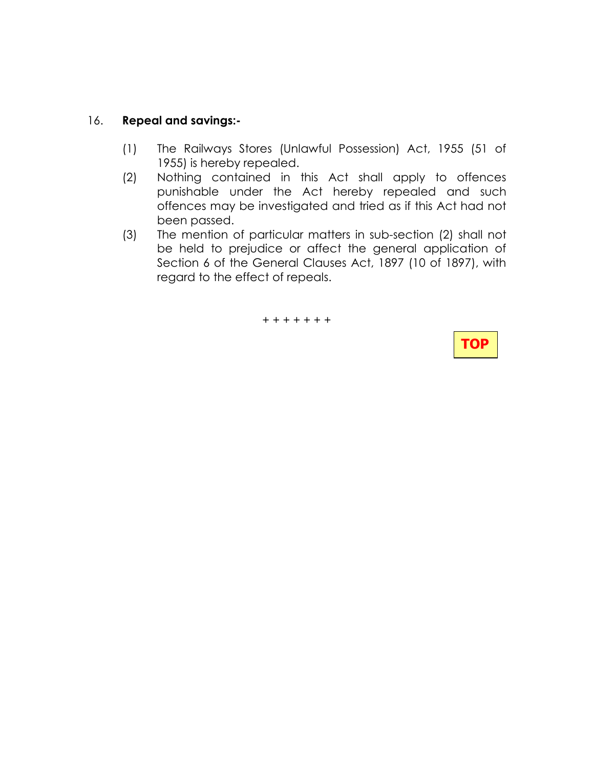16. **Repeal and savings:-**

(1) The Railways Stores (Unlawful Possession) Act, 1955 (51 of 1955) is hereby repealed.

(2) Nothing contained in this Act shall apply to offences punishable under the Act hereby repealed and such offences may be investigated and tried as if this Act had not been passed.

(3) The mention of particular matters in sub-section (2) shall not be held to prejudice or affect the general application of Section 6 of the General Clauses Act, 1897 (10 of 1897), with regard to the effect of repeals.

+ + + + + + +

**TOP**